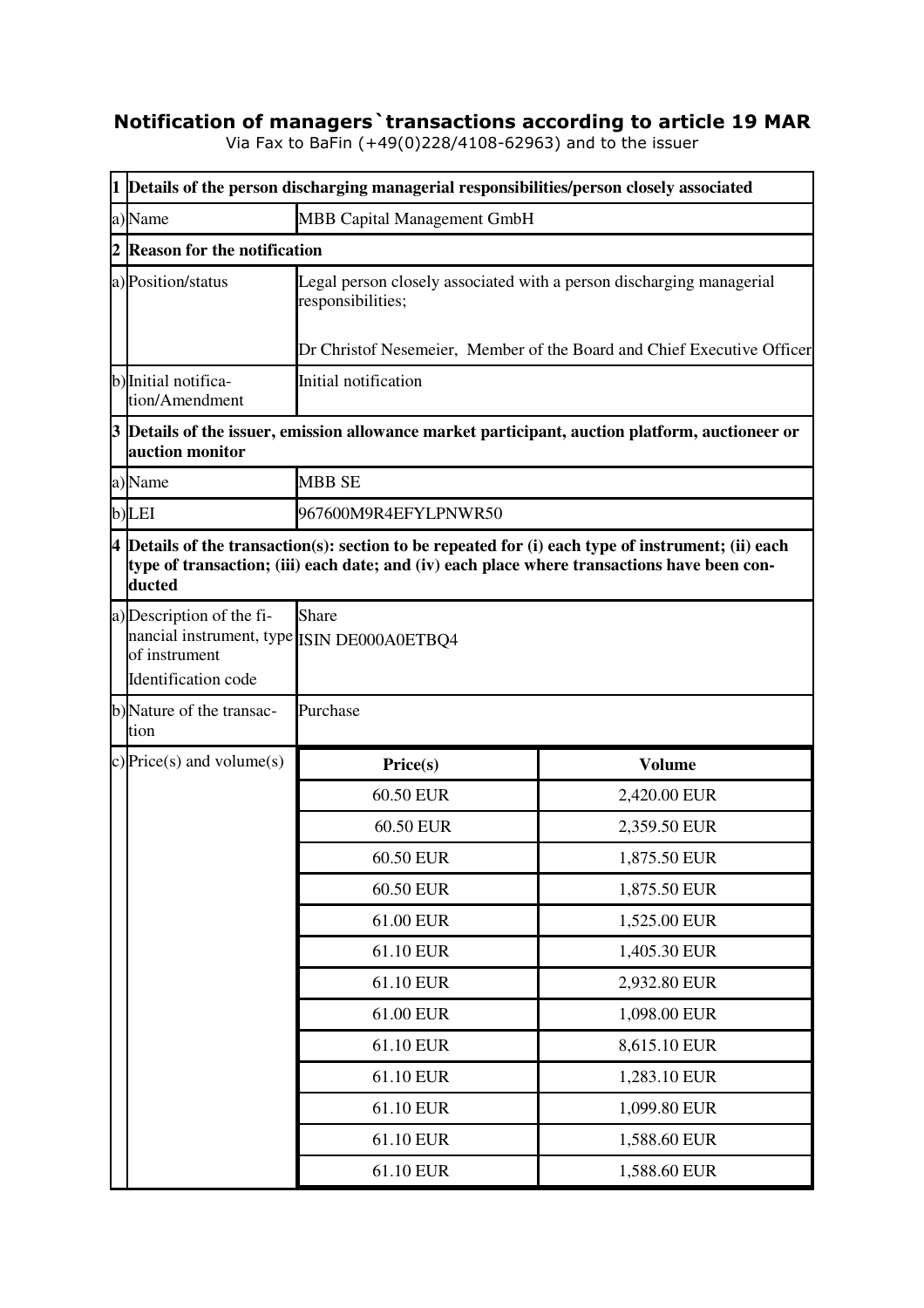# Notification of managers`transactions according to article 19 MAR

Via Fax to BaFin (+49(0)228/4108-62963) and to the issuer

| | | | |
|---|---|---|---|
| **1** | **Details of the person discharging managerial responsibilities/person closely associated** | | |
| a) | Name | MBB Capital Management GmbH | |
| **2** | **Reason for the notification** | | |
| a) | Position/status | Legal person closely associated with a person discharging managerial responsibilities;<br><br>Dr Christof Nesemeier, Member of the Board and Chief Executive Officer | |
| b) | Initial notification/Amendment | Initial notification | |
| **3** | **Details of the issuer, emission allowance market participant, auction platform, auctioneer or auction monitor** | | |
| a) | Name | MBB SE | |
| b) | LEI | 967600M9R4EFYLPNWR50 | |
| **4** | **Details of the transaction(s): section to be repeated for (i) each type of instrument; (ii) each type of transaction; (iii) each date; and (iv) each place where transactions have been conducted** | | |
| a) | Description of the financial instrument, type of instrument<br>Identification code | Share<br>ISIN DE000A0ETBQ4 | |
| b) | Nature of the transaction | Purchase | |
| c) | Price(s) and volume(s) | **Price(s)** | **Volume** |
| | | 60.50 EUR | 2,420.00 EUR |
| | | 60.50 EUR | 2,359.50 EUR |
| | | 60.50 EUR | 1,875.50 EUR |
| | | 60.50 EUR | 1,875.50 EUR |
| | | 61.00 EUR | 1,525.00 EUR |
| | | 61.10 EUR | 1,405.30 EUR |
| | | 61.10 EUR | 2,932.80 EUR |
| | | 61.00 EUR | 1,098.00 EUR |
| | | 61.10 EUR | 8,615.10 EUR |
| | | 61.10 EUR | 1,283.10 EUR |
| | | 61.10 EUR | 1,099.80 EUR |
| | | 61.10 EUR | 1,588.60 EUR |
| | | 61.10 EUR | 1,588.60 EUR |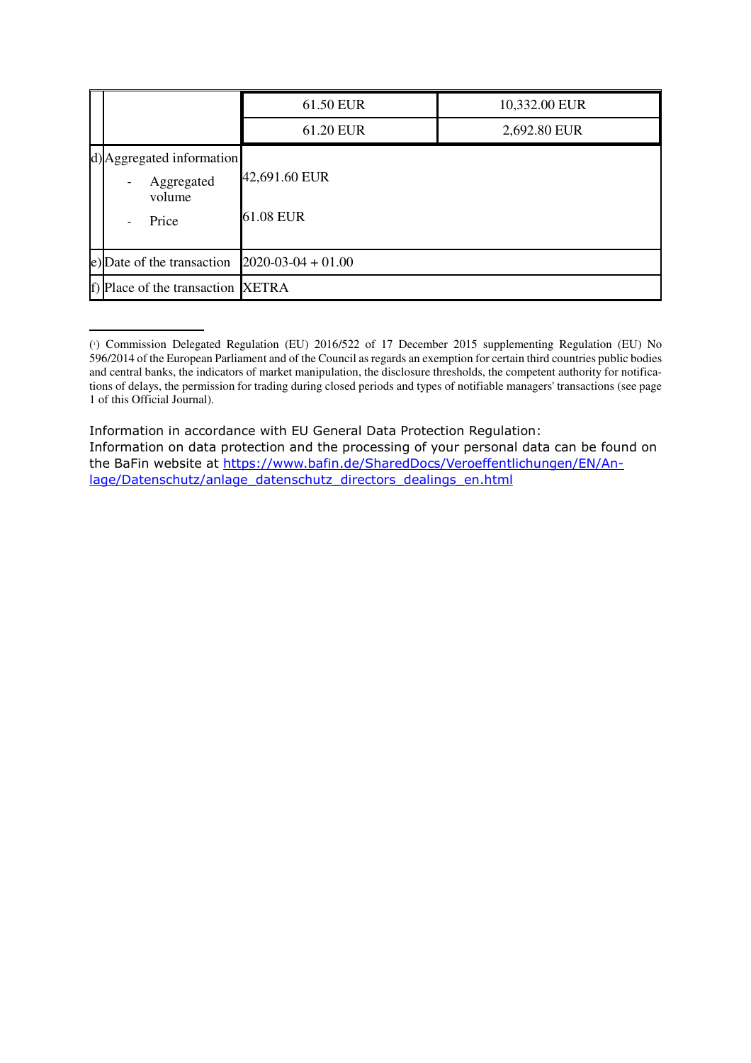| | | | |
|---|---|---|---|
| | | 61.50 EUR | 10,332.00 EUR |
| | | 61.20 EUR | 2,692.80 EUR |
| d) | Aggregated information<br>- Aggregated volume<br>- Price | 42,691.60 EUR<br>61.08 EUR | |
| e) | Date of the transaction | 2020-03-04 + 01.00 | |
| f) | Place of the transaction | XETRA | |

(1) Commission Delegated Regulation (EU) 2016/522 of 17 December 2015 supplementing Regulation (EU) No 596/2014 of the European Parliament and of the Council as regards an exemption for certain third countries public bodies and central banks, the indicators of market manipulation, the disclosure thresholds, the competent authority for notifications of delays, the permission for trading during closed periods and types of notifiable managers' transactions (see page 1 of this Official Journal).

Information in accordance with EU General Data Protection Regulation:
Information on data protection and the processing of your personal data can be found on the BaFin website at https://www.bafin.de/SharedDocs/Veroeffentlichungen/EN/Anlage/Datenschutz/anlage_datenschutz_directors_dealings_en.html